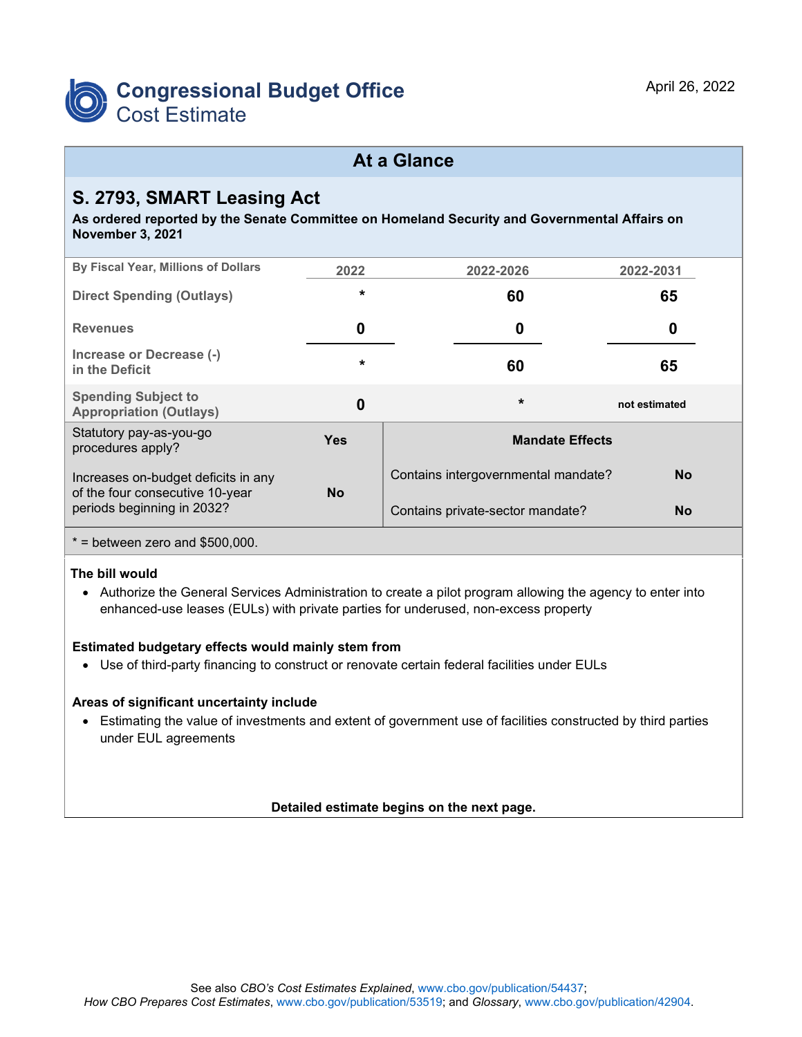# Congressional Budget Office
## Cost Estimate

April 26, 2022

## At a Glance

### S. 2793, SMART Leasing Act

**As ordered reported by the Senate Committee on Homeland Security and Governmental Affairs on November 3, 2021**

| By Fiscal Year, Millions of Dollars | 2022 | 2022-2026 | 2022-2031 |
|---|---|---|---|
| Direct Spending (Outlays) | * | 60 | 65 |
| Revenues | 0 | 0 | 0 |
| Increase or Decrease (-) in the Deficit | * | 60 | 65 |
| Spending Subject to Appropriation (Outlays) | 0 | * | not estimated |

| | | Mandate Effects | |
|---|---|---|---|
| Statutory pay-as-you-go procedures apply? | Yes | Contains intergovernmental mandate? | No |
| Increases on-budget deficits in any of the four consecutive 10-year periods beginning in 2032? | No | Contains private-sector mandate? | No |

* = between zero and $500,000.

**The bill would**

- Authorize the General Services Administration to create a pilot program allowing the agency to enter into enhanced-use leases (EULs) with private parties for underused, non-excess property

**Estimated budgetary effects would mainly stem from**

- Use of third-party financing to construct or renovate certain federal facilities under EULs

**Areas of significant uncertainty include**

- Estimating the value of investments and extent of government use of facilities constructed by third parties under EUL agreements

**Detailed estimate begins on the next page.**

See also *CBO's Cost Estimates Explained*, www.cbo.gov/publication/54437; *How CBO Prepares Cost Estimates*, www.cbo.gov/publication/53519; and *Glossary*, www.cbo.gov/publication/42904.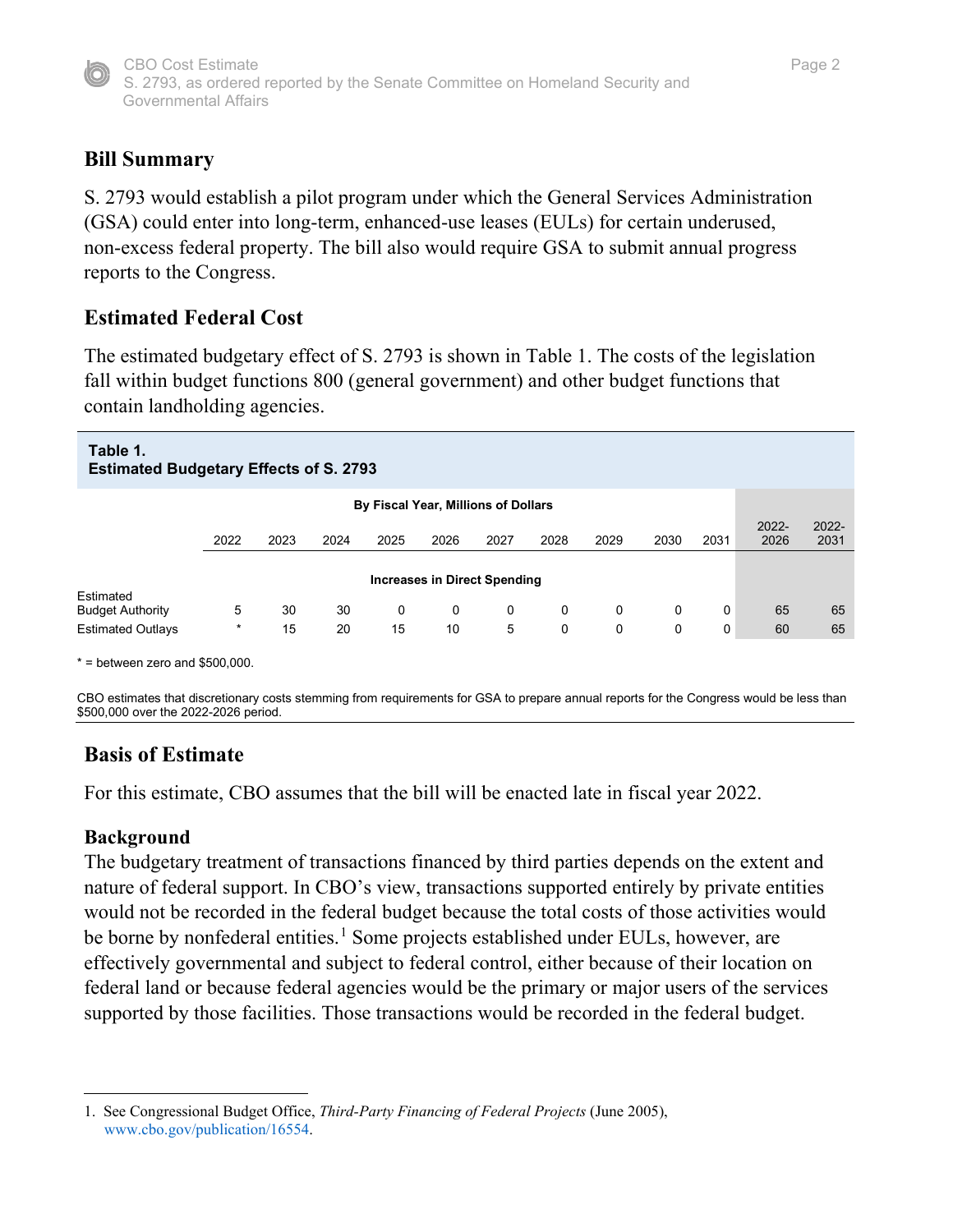## Bill Summary

S. 2793 would establish a pilot program under which the General Services Administration (GSA) could enter into long-term, enhanced-use leases (EULs) for certain underused, non-excess federal property. The bill also would require GSA to submit annual progress reports to the Congress.

## Estimated Federal Cost

The estimated budgetary effect of S. 2793 is shown in Table 1. The costs of the legislation fall within budget functions 800 (general government) and other budget functions that contain landholding agencies.

**Table 1.**
**Estimated Budgetary Effects of S. 2793**

| | By Fiscal Year, Millions of Dollars | | | | | | | | | | | |
|---|---|---|---|---|---|---|---|---|---|---|---|---|
| | 2022 | 2023 | 2024 | 2025 | 2026 | 2027 | 2028 | 2029 | 2030 | 2031 | 2022-2026 | 2022-2031 |
| **Increases in Direct Spending** | | | | | | | | | | | | |
| Estimated Budget Authority | 5 | 30 | 30 | 0 | 0 | 0 | 0 | 0 | 0 | 0 | 65 | 65 |
| Estimated Outlays | * | 15 | 20 | 15 | 10 | 5 | 0 | 0 | 0 | 0 | 60 | 65 |

* = between zero and $500,000.

CBO estimates that discretionary costs stemming from requirements for GSA to prepare annual reports for the Congress would be less than $500,000 over the 2022-2026 period.

## Basis of Estimate

For this estimate, CBO assumes that the bill will be enacted late in fiscal year 2022.

### Background

The budgetary treatment of transactions financed by third parties depends on the extent and nature of federal support. In CBO's view, transactions supported entirely by private entities would not be recorded in the federal budget because the total costs of those activities would be borne by nonfederal entities.[1] Some projects established under EULs, however, are effectively governmental and subject to federal control, either because of their location on federal land or because federal agencies would be the primary or major users of the services supported by those facilities. Those transactions would be recorded in the federal budget.

1. See Congressional Budget Office, *Third-Party Financing of Federal Projects* (June 2005), www.cbo.gov/publication/16554.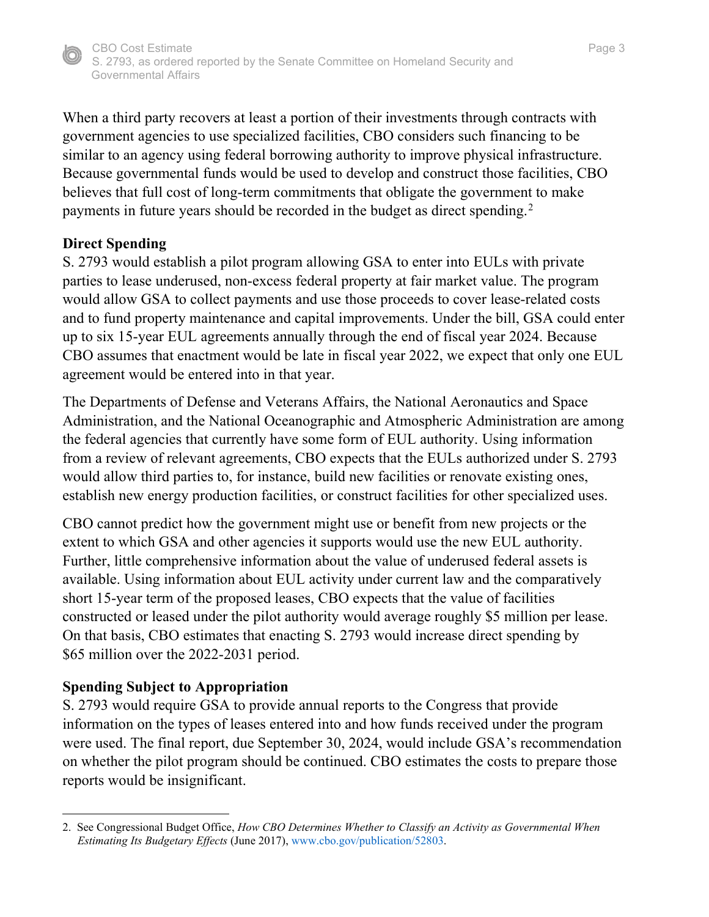When a third party recovers at least a portion of their investments through contracts with government agencies to use specialized facilities, CBO considers such financing to be similar to an agency using federal borrowing authority to improve physical infrastructure. Because governmental funds would be used to develop and construct those facilities, CBO believes that full cost of long-term commitments that obligate the government to make payments in future years should be recorded in the budget as direct spending.[2]

**Direct Spending**

S. 2793 would establish a pilot program allowing GSA to enter into EULs with private parties to lease underused, non-excess federal property at fair market value. The program would allow GSA to collect payments and use those proceeds to cover lease-related costs and to fund property maintenance and capital improvements. Under the bill, GSA could enter up to six 15-year EUL agreements annually through the end of fiscal year 2024. Because CBO assumes that enactment would be late in fiscal year 2022, we expect that only one EUL agreement would be entered into in that year.

The Departments of Defense and Veterans Affairs, the National Aeronautics and Space Administration, and the National Oceanographic and Atmospheric Administration are among the federal agencies that currently have some form of EUL authority. Using information from a review of relevant agreements, CBO expects that the EULs authorized under S. 2793 would allow third parties to, for instance, build new facilities or renovate existing ones, establish new energy production facilities, or construct facilities for other specialized uses.

CBO cannot predict how the government might use or benefit from new projects or the extent to which GSA and other agencies it supports would use the new EUL authority. Further, little comprehensive information about the value of underused federal assets is available. Using information about EUL activity under current law and the comparatively short 15-year term of the proposed leases, CBO expects that the value of facilities constructed or leased under the pilot authority would average roughly $5 million per lease. On that basis, CBO estimates that enacting S. 2793 would increase direct spending by $65 million over the 2022-2031 period.

**Spending Subject to Appropriation**

S. 2793 would require GSA to provide annual reports to the Congress that provide information on the types of leases entered into and how funds received under the program were used. The final report, due September 30, 2024, would include GSA's recommendation on whether the pilot program should be continued. CBO estimates the costs to prepare those reports would be insignificant.

---

2. See Congressional Budget Office, *How CBO Determines Whether to Classify an Activity as Governmental When Estimating Its Budgetary Effects* (June 2017), www.cbo.gov/publication/52803.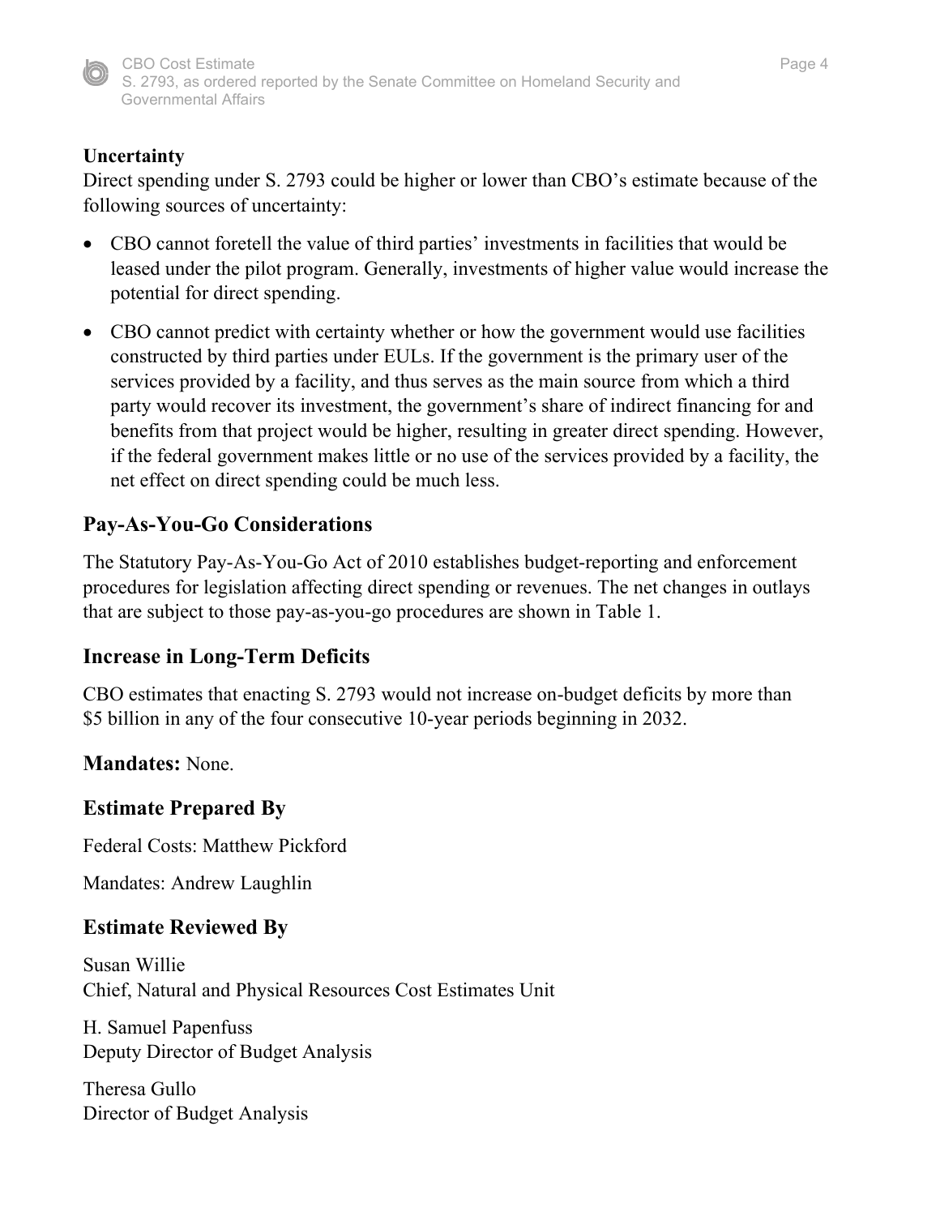**Uncertainty**

Direct spending under S. 2793 could be higher or lower than CBO's estimate because of the following sources of uncertainty:

- CBO cannot foretell the value of third parties' investments in facilities that would be leased under the pilot program. Generally, investments of higher value would increase the potential for direct spending.
- CBO cannot predict with certainty whether or how the government would use facilities constructed by third parties under EULs. If the government is the primary user of the services provided by a facility, and thus serves as the main source from which a third party would recover its investment, the government's share of indirect financing for and benefits from that project would be higher, resulting in greater direct spending. However, if the federal government makes little or no use of the services provided by a facility, the net effect on direct spending could be much less.

## Pay-As-You-Go Considerations

The Statutory Pay-As-You-Go Act of 2010 establishes budget-reporting and enforcement procedures for legislation affecting direct spending or revenues. The net changes in outlays that are subject to those pay-as-you-go procedures are shown in Table 1.

## Increase in Long-Term Deficits

CBO estimates that enacting S. 2793 would not increase on-budget deficits by more than $5 billion in any of the four consecutive 10-year periods beginning in 2032.

**Mandates:** None.

## Estimate Prepared By

Federal Costs: Matthew Pickford

Mandates: Andrew Laughlin

## Estimate Reviewed By

Susan Willie
Chief, Natural and Physical Resources Cost Estimates Unit

H. Samuel Papenfuss
Deputy Director of Budget Analysis

Theresa Gullo
Director of Budget Analysis